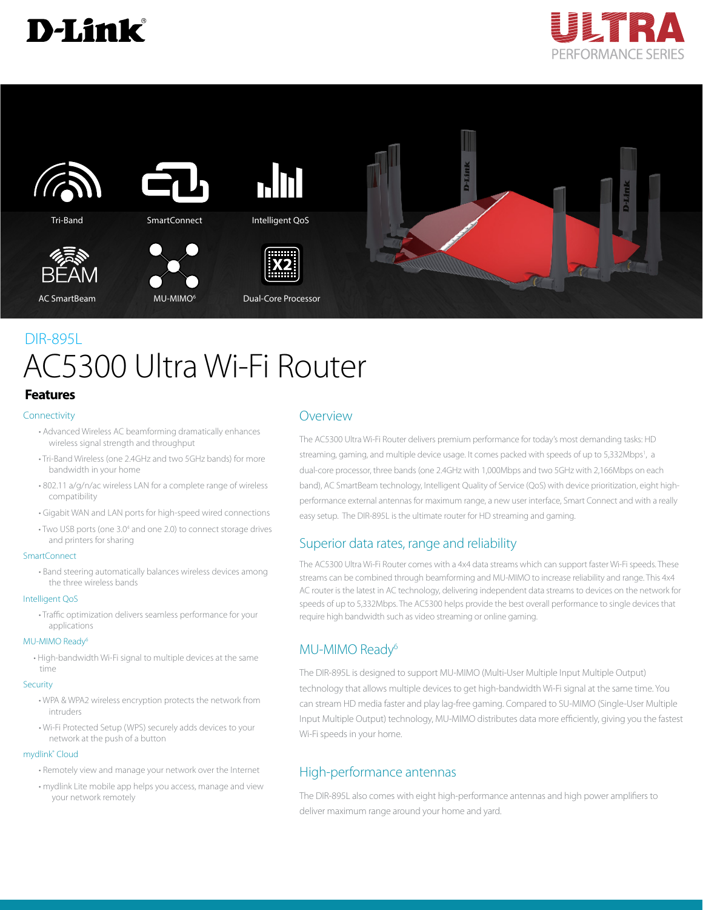D-Link

ULTRA PERFORMANCE SERIES

Tri-Band

SmartConnect

Intelligent QoS

AC SmartBeam

MU-MIMO[6]

Dual-Core Processor

## DIR-895L

# AC5300 Ultra Wi-Fi Router

## Features

### Connectivity

- Advanced Wireless AC beamforming dramatically enhances wireless signal strength and throughput
- Tri-Band Wireless (one 2.4GHz and two 5GHz bands) for more bandwidth in your home
- 802.11 a/g/n/ac wireless LAN for a complete range of wireless compatibility
- Gigabit WAN and LAN ports for high-speed wired connections
- Two USB ports (one 3.0[4] and one 2.0) to connect storage drives and printers for sharing

### SmartConnect

- Band steering automatically balances wireless devices among the three wireless bands

### Intelligent QoS

- Traffic optimization delivers seamless performance for your applications

### MU-MIMO Ready[6]

- High-bandwidth Wi-Fi signal to multiple devices at the same time

### Security

- WPA & WPA2 wireless encryption protects the network from intruders
- Wi-Fi Protected Setup (WPS) securely adds devices to your network at the push of a button

### mydlink® Cloud

- Remotely view and manage your network over the Internet
- mydlink Lite mobile app helps you access, manage and view your network remotely

## Overview

The AC5300 Ultra Wi-Fi Router delivers premium performance for today's most demanding tasks: HD streaming, gaming, and multiple device usage. It comes packed with speeds of up to 5,332Mbps[1], a dual-core processor, three bands (one 2.4GHz with 1,000Mbps and two 5GHz with 2,166Mbps on each band), AC SmartBeam technology, Intelligent Quality of Service (QoS) with device prioritization, eight high-performance external antennas for maximum range, a new user interface, Smart Connect and with a really easy setup. The DIR-895L is the ultimate router for HD streaming and gaming.

## Superior data rates, range and reliability

The AC5300 Ultra Wi-Fi Router comes with a 4x4 data streams which can support faster Wi-Fi speeds. These streams can be combined through beamforming and MU-MIMO to increase reliability and range. This 4x4 AC router is the latest in AC technology, delivering independent data streams to devices on the network for speeds of up to 5,332Mbps. The AC5300 helps provide the best overall performance to single devices that require high bandwidth such as video streaming or online gaming.

## MU-MIMO Ready[6]

The DIR-895L is designed to support MU-MIMO (Multi-User Multiple Input Multiple Output) technology that allows multiple devices to get high-bandwidth Wi-Fi signal at the same time. You can stream HD media faster and play lag-free gaming. Compared to SU-MIMO (Single-User Multiple Input Multiple Output) technology, MU-MIMO distributes data more efficiently, giving you the fastest Wi-Fi speeds in your home.

## High-performance antennas

The DIR-895L also comes with eight high-performance antennas and high power amplifiers to deliver maximum range around your home and yard.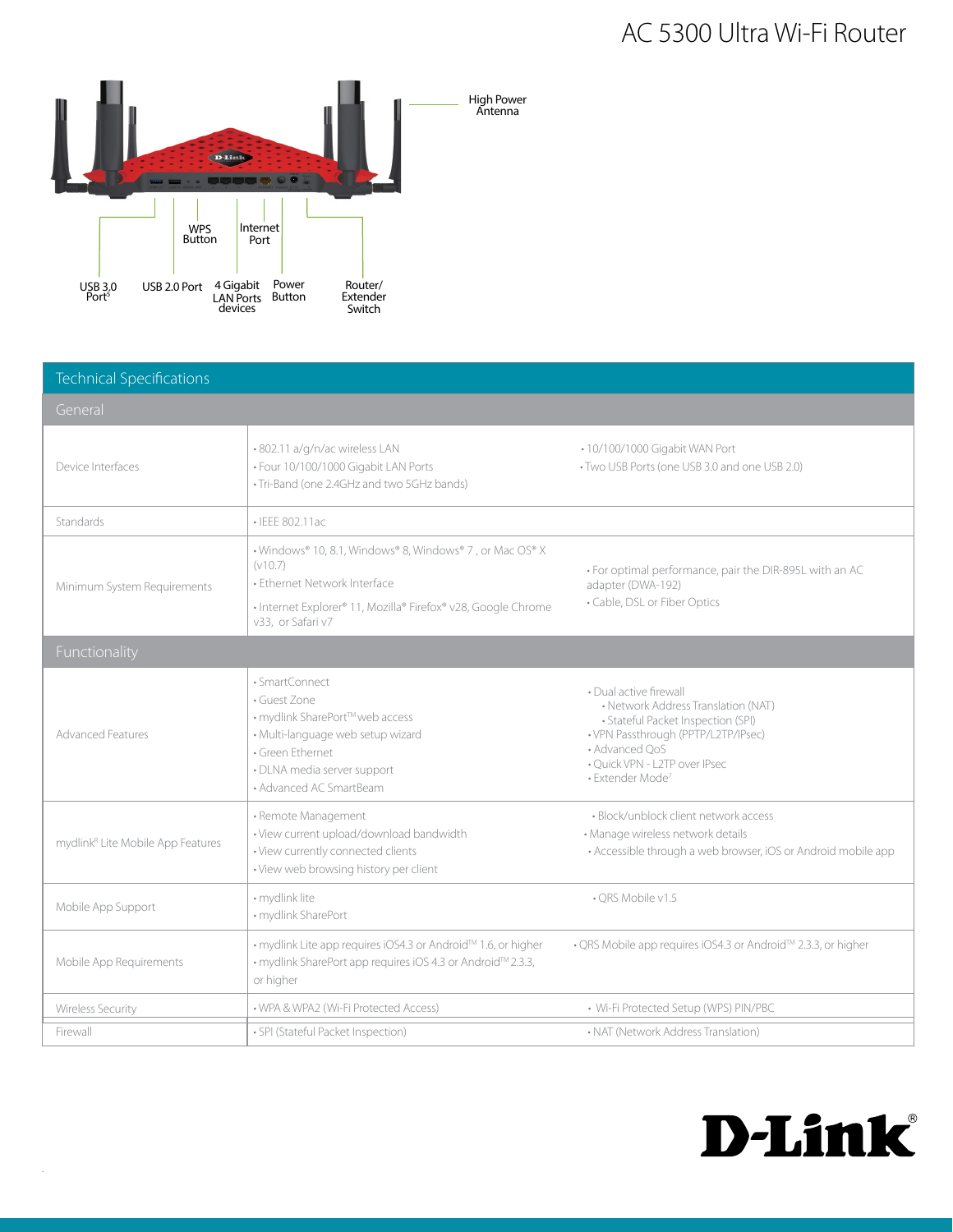# AC 5300 Ultra Wi-Fi Router

High Power Antenna

WPS Button

Internet Port

USB 3.0 Port[5]

USB 2.0 Port

4 Gigabit LAN Ports devices

Power Button

Router/ Extender Switch

## Technical Specifications

| General | | |
|---|---|---|
| Device Interfaces | • 802.11 a/g/n/ac wireless LAN<br>• Four 10/100/1000 Gigabit LAN Ports<br>• Tri-Band (one 2.4GHz and two 5GHz bands) | • 10/100/1000 Gigabit WAN Port<br>• Two USB Ports (one USB 3.0 and one USB 2.0) |
| Standards | • IEEE 802.11ac | |
| Minimum System Requirements | • Windows® 10, 8.1, Windows® 8, Windows® 7 , or Mac OS® X (v10.7)<br>• Ethernet Network Interface<br>• Internet Explorer® 11, Mozilla® Firefox® v28, Google Chrome v33, or Safari v7 | • For optimal performance, pair the DIR-895L with an AC adapter (DWA-192)<br>• Cable, DSL or Fiber Optics |
| **Functionality** | | |
| Advanced Features | • SmartConnect<br>• Guest Zone<br>• mydlink SharePort™ web access<br>• Multi-language web setup wizard<br>• Green Ethernet<br>• DLNA media server support<br>• Advanced AC SmartBeam | • Dual active firewall<br>  • Network Address Translation (NAT)<br>  • Stateful Packet Inspection (SPI)<br>• VPN Passthrough (PPTP/L2TP/IPsec)<br>• Advanced QoS<br>• Quick VPN - L2TP over IPsec<br>• Extender Mode[7] |
| mydlink® Lite Mobile App Features | • Remote Management<br>• View current upload/download bandwidth<br>• View currently connected clients<br>• View web browsing history per client | • Block/unblock client network access<br>• Manage wireless network details<br>• Accessible through a web browser, iOS or Android mobile app |
| Mobile App Support | • mydlink lite<br>• mydlink SharePort | • QRS Mobile v1.5 |
| Mobile App Requirements | • mydlink Lite app requires iOS4.3 or Android™ 1.6, or higher<br>• mydlink SharePort app requires iOS 4.3 or Android™ 2.3.3, or higher | • QRS Mobile app requires iOS4.3 or Android™ 2.3.3, or higher |
| Wireless Security | • WPA & WPA2 (Wi-Fi Protected Access) | • Wi-Fi Protected Setup (WPS) PIN/PBC |
| Firewall | • SPI (Stateful Packet Inspection) | • NAT (Network Address Translation) |

D-Link®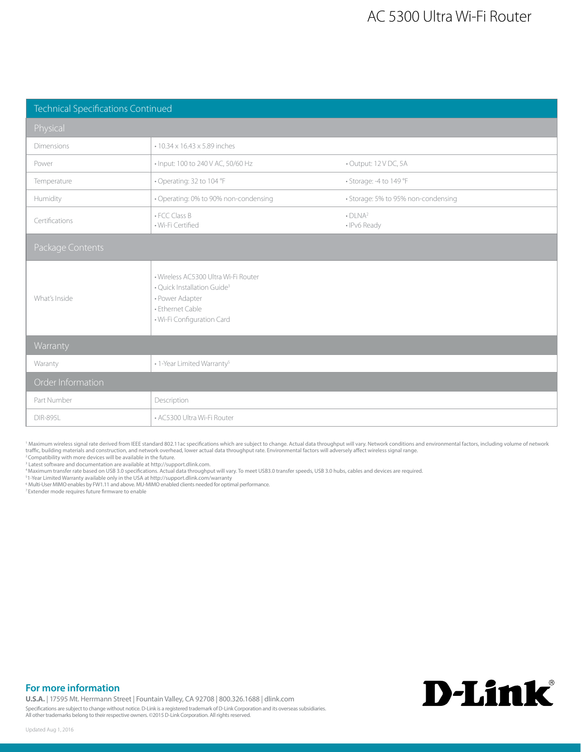# AC 5300 Ultra Wi-Fi Router

## Technical Specifications Continued

| | | |
|---|---|---|
| **Physical** | | |
| Dimensions | • 10.34 x 16.43 x 5.89 inches | |
| Power | • Input: 100 to 240 V AC, 50/60 Hz | • Output: 12 V DC, 5A |
| Temperature | • Operating: 32 to 104 °F | • Storage: -4 to 149 °F |
| Humidity | • Operating: 0% to 90% non-condensing | • Storage: 5% to 95% non-condensing |
| Certifications | • FCC Class B<br>• Wi-Fi Certified | • DLNA[2]<br>• IPv6 Ready |
| **Package Contents** | | |
| What's Inside | • Wireless AC5300 Ultra Wi-Fi Router<br>• Quick Installation Guide[3]<br>• Power Adapter<br>• Ethernet Cable<br>• Wi-Fi Configuration Card | |
| **Warranty** | | |
| Waranty | • 1-Year Limited Warranty[5] | |
| **Order Information** | | |
| Part Number | Description | |
| DIR-895L | • AC5300 Ultra Wi-Fi Router | |

[1] Maximum wireless signal rate derived from IEEE standard 802.11ac specifications which are subject to change. Actual data throughput will vary. Network conditions and environmental factors, including volume of network traffic, building materials and construction, and network overhead, lower actual data throughput rate. Environmental factors will adversely affect wireless signal range.
[2] Compatibility with more devices will be available in the future.
[3] Latest software and documentation are available at http://support.dlink.com.
[4] Maximum transfer rate based on USB 3.0 specifications. Actual data throughput will vary. To meet USB3.0 transfer speeds, USB 3.0 hubs, cables and devices are required.
[5] 1-Year Limited Warranty available only in the USA at http://support.dlink.com/warranty
[6] Multi-User MIMO enables by FW1.11 and above. MU-MIMO enabled clients needed for optimal performance.
[7] Extender mode requires future firmware to enable

**For more information**

**U.S.A.** | 17595 Mt. Herrmann Street | Fountain Valley, CA 92708 | 800.326.1688 | dlink.com

Specifications are subject to change without notice. D-Link is a registered trademark of D-Link Corporation and its overseas subsidiaries. All other trademarks belong to their respective owners. ©2015 D-Link Corporation. All rights reserved.

D-Link®

Updated Aug 1, 2016